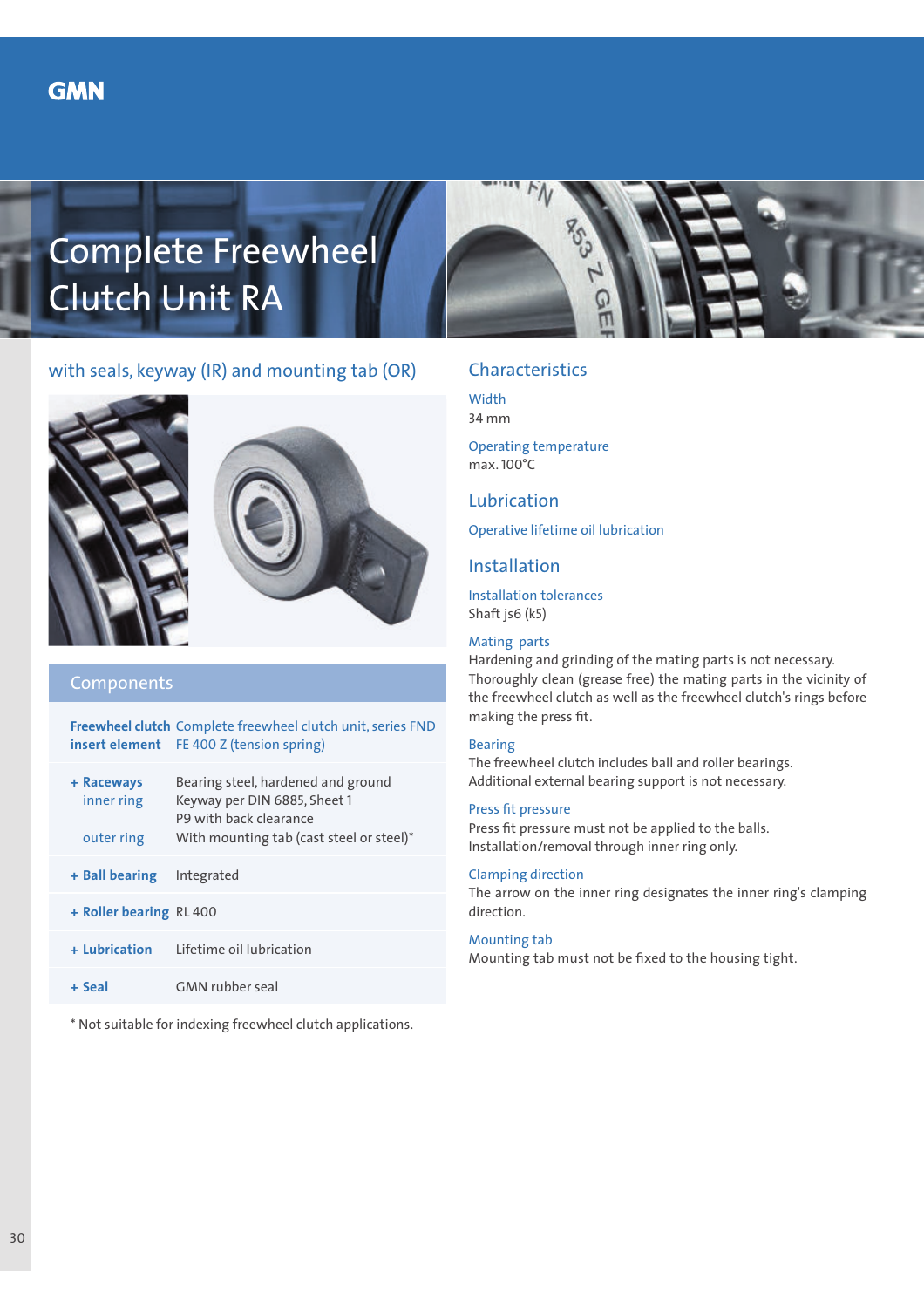# Complete Freewheel Clutch Unit RA

## with seals, keyway (IR) and mounting tab (OR)

### Components

| | |
|---|---|
| **Freewheel clutch insert element** | Complete freewheel clutch unit, series FND FE 400 Z (tension spring) |
| **+ Raceways** inner ring | Bearing steel, hardened and ground Keyway per DIN 6885, Sheet 1 P9 with back clearance |
| outer ring | With mounting tab (cast steel or steel)* |
| **+ Ball bearing** | Integrated |
| **+ Roller bearing** | RL 400 |
| **+ Lubrication** | Lifetime oil lubrication |
| **+ Seal** | GMN rubber seal |

* Not suitable for indexing freewheel clutch applications.

## Characteristics

**Width**
34 mm

**Operating temperature**
max. 100°C

## Lubrication

**Operative lifetime oil lubrication**

## Installation

**Installation tolerances**
Shaft js6 (k5)

**Mating parts**
Hardening and grinding of the mating parts is not necessary. Thoroughly clean (grease free) the mating parts in the vicinity of the freewheel clutch as well as the freewheel clutch's rings before making the press fit.

**Bearing**
The freewheel clutch includes ball and roller bearings. Additional external bearing support is not necessary.

**Press fit pressure**
Press fit pressure must not be applied to the balls. Installation/removal through inner ring only.

**Clamping direction**
The arrow on the inner ring designates the inner ring's clamping direction.

**Mounting tab**
Mounting tab must not be fixed to the housing tight.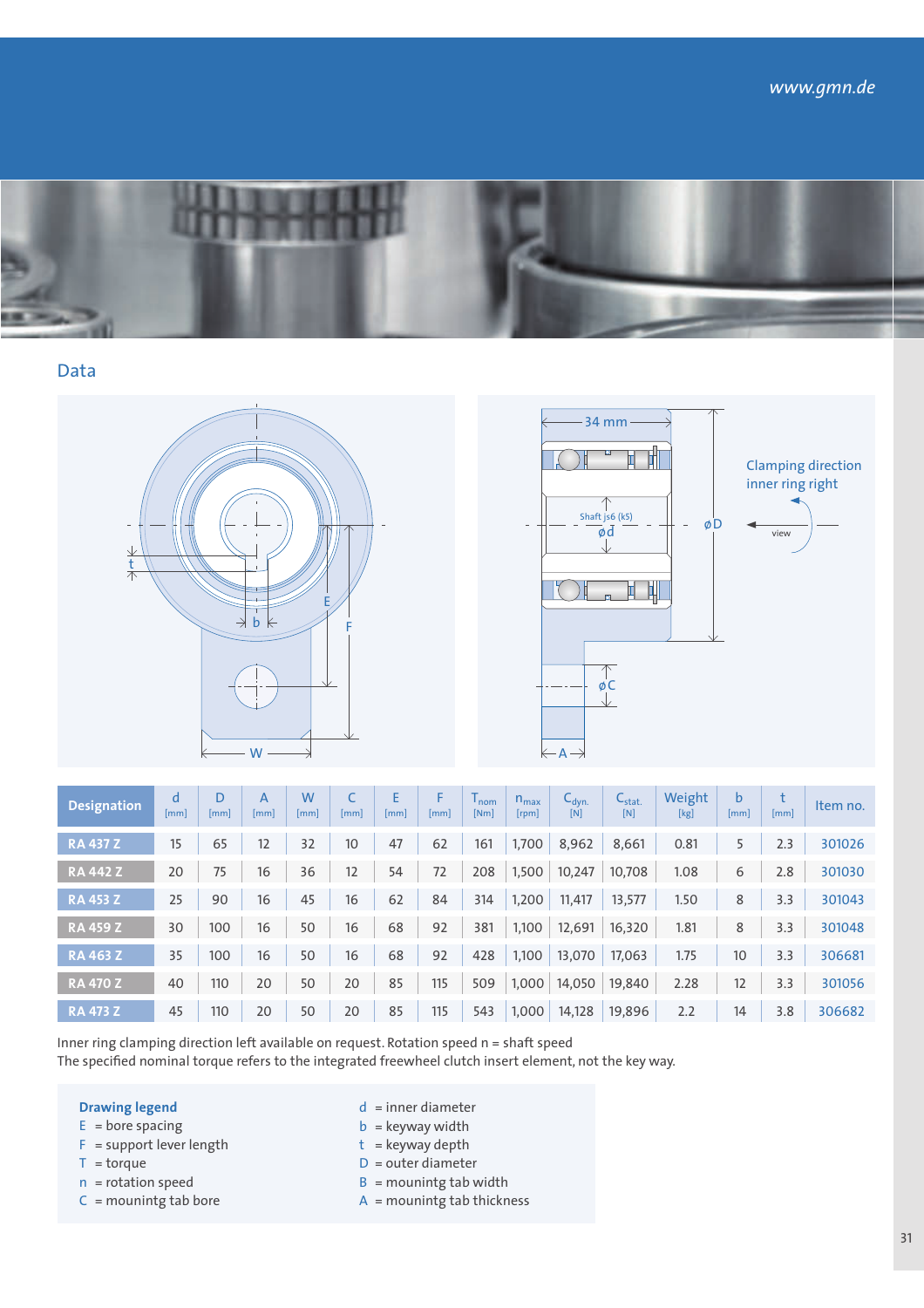## Data

34 mm

Clamping direction inner ring right

view

Shaft js6 (k5)

ød

øD

øC

t

b

E

F

W

A

| Designation | d [mm] | D [mm] | A [mm] | W [mm] | C [mm] | E [mm] | F [mm] | $T_{nom}$ [Nm] | $n_{max}$ [rpm] | $C_{dyn.}$ [N] | $C_{stat.}$ [N] | Weight [kg] | b [mm] | t [mm] | Item no. |
|---|---|---|---|---|---|---|---|---|---|---|---|---|---|---|---|
| RA 437 Z | 15 | 65 | 12 | 32 | 10 | 47 | 62 | 161 | 1,700 | 8,962 | 8,661 | 0.81 | 5 | 2.3 | 301026 |
| RA 442 Z | 20 | 75 | 16 | 36 | 12 | 54 | 72 | 208 | 1,500 | 10,247 | 10,708 | 1.08 | 6 | 2.8 | 301030 |
| RA 453 Z | 25 | 90 | 16 | 45 | 16 | 62 | 84 | 314 | 1,200 | 11,417 | 13,577 | 1.50 | 8 | 3.3 | 301043 |
| RA 459 Z | 30 | 100 | 16 | 50 | 16 | 68 | 92 | 381 | 1,100 | 12,691 | 16,320 | 1.81 | 8 | 3.3 | 301048 |
| RA 463 Z | 35 | 100 | 16 | 50 | 16 | 68 | 92 | 428 | 1,100 | 13,070 | 17,063 | 1.75 | 10 | 3.3 | 306681 |
| RA 470 Z | 40 | 110 | 20 | 50 | 20 | 85 | 115 | 509 | 1,000 | 14,050 | 19,840 | 2.28 | 12 | 3.3 | 301056 |
| RA 473 Z | 45 | 110 | 20 | 50 | 20 | 85 | 115 | 543 | 1,000 | 14,128 | 19,896 | 2.2 | 14 | 3.8 | 306682 |

Inner ring clamping direction left available on request. Rotation speed n = shaft speed
The specified nominal torque refers to the integrated freewheel clutch insert element, not the key way.

**Drawing legend**

E = bore spacing
F = support lever length
T = torque
n = rotation speed
C = mounintg tab bore
d = inner diameter
b = keyway width
t = keyway depth
D = outer diameter
B = mounintg tab width
A = mounintg tab thickness